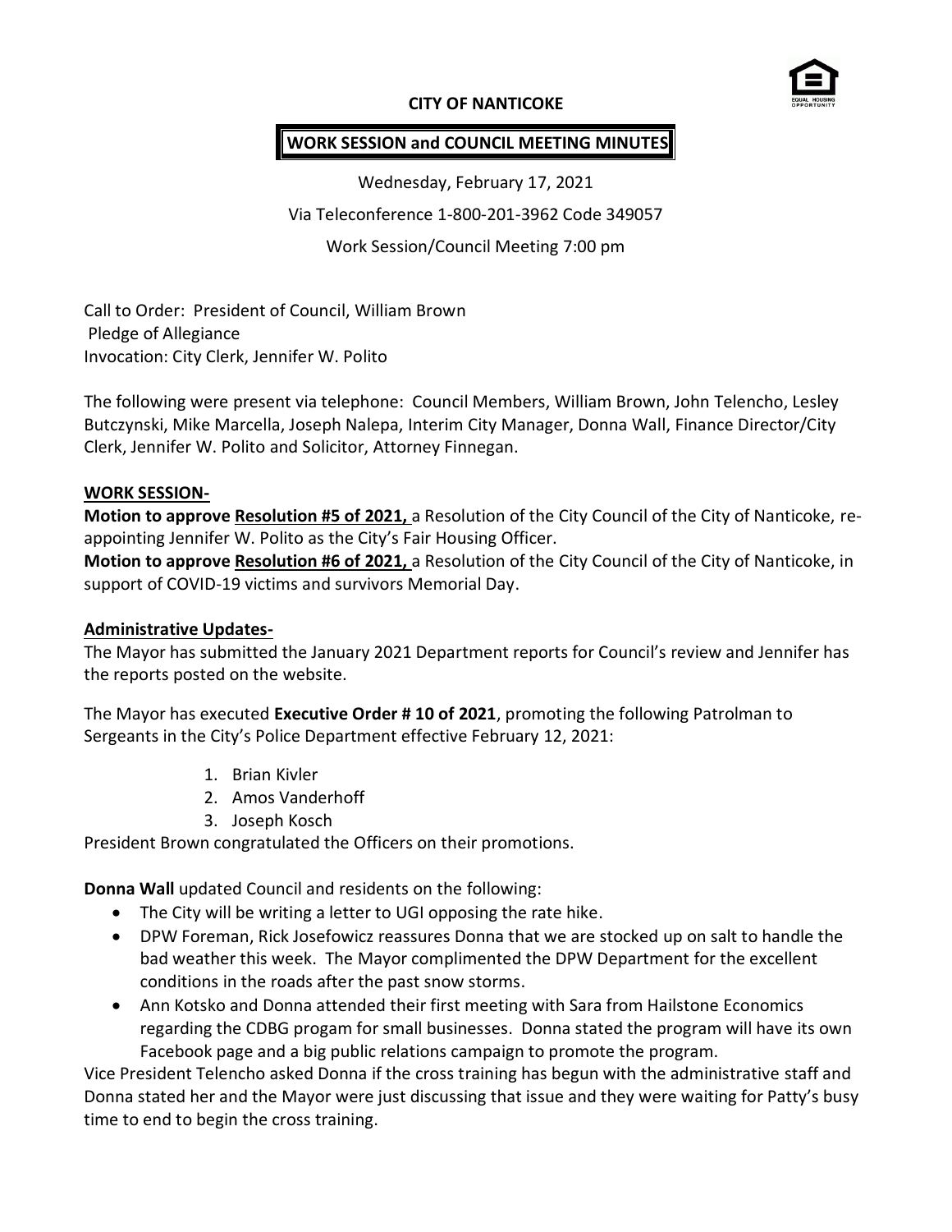**CITY OF NANTICOKE**

**WORK SESSION and COUNCIL MEETING MINUTES**

Wednesday, February 17, 2021

Via Teleconference 1-800-201-3962 Code 349057

Work Session/Council Meeting 7:00 pm

Call to Order: President of Council, William Brown
Pledge of Allegiance
Invocation: City Clerk, Jennifer W. Polito

The following were present via telephone: Council Members, William Brown, John Telencho, Lesley Butczynski, Mike Marcella, Joseph Nalepa, Interim City Manager, Donna Wall, Finance Director/City Clerk, Jennifer W. Polito and Solicitor, Attorney Finnegan.

**WORK SESSION-**

**Motion to approve Resolution #5 of 2021,** a Resolution of the City Council of the City of Nanticoke, re-appointing Jennifer W. Polito as the City's Fair Housing Officer.
**Motion to approve Resolution #6 of 2021,** a Resolution of the City Council of the City of Nanticoke, in support of COVID-19 victims and survivors Memorial Day.

**Administrative Updates-**

The Mayor has submitted the January 2021 Department reports for Council's review and Jennifer has the reports posted on the website.

The Mayor has executed **Executive Order # 10 of 2021**, promoting the following Patrolman to Sergeants in the City's Police Department effective February 12, 2021:

1. Brian Kivler
2. Amos Vanderhoff
3. Joseph Kosch

President Brown congratulated the Officers on their promotions.

**Donna Wall** updated Council and residents on the following:

- The City will be writing a letter to UGI opposing the rate hike.
- DPW Foreman, Rick Josefowicz reassures Donna that we are stocked up on salt to handle the bad weather this week. The Mayor complimented the DPW Department for the excellent conditions in the roads after the past snow storms.
- Ann Kotsko and Donna attended their first meeting with Sara from Hailstone Economics regarding the CDBG progam for small businesses. Donna stated the program will have its own Facebook page and a big public relations campaign to promote the program.

Vice President Telencho asked Donna if the cross training has begun with the administrative staff and Donna stated her and the Mayor were just discussing that issue and they were waiting for Patty's busy time to end to begin the cross training.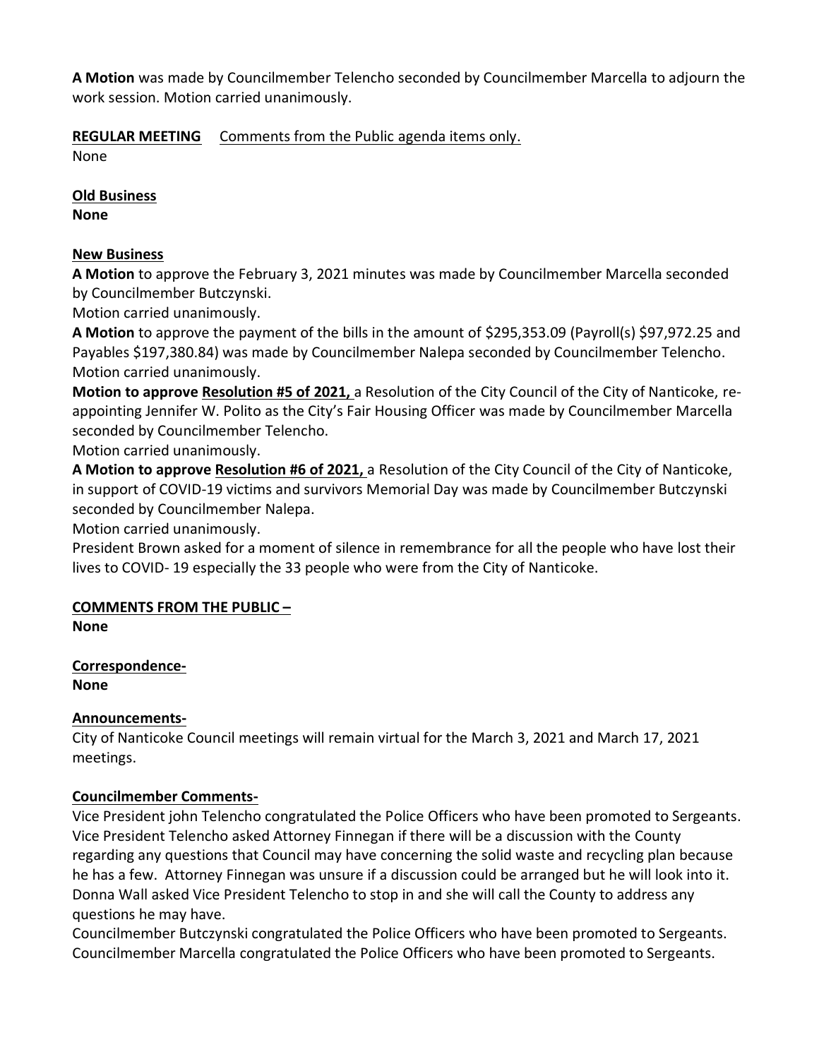**A Motion** was made by Councilmember Telencho seconded by Councilmember Marcella to adjourn the work session. Motion carried unanimously.

**REGULAR MEETING** Comments from the Public agenda items only.
None

**Old Business**
**None**

**New Business**
**A Motion** to approve the February 3, 2021 minutes was made by Councilmember Marcella seconded by Councilmember Butczynski.
Motion carried unanimously.
**A Motion** to approve the payment of the bills in the amount of $295,353.09 (Payroll(s) $97,972.25 and Payables $197,380.84) was made by Councilmember Nalepa seconded by Councilmember Telencho.
Motion carried unanimously.
**Motion to approve Resolution #5 of 2021,** a Resolution of the City Council of the City of Nanticoke, re-appointing Jennifer W. Polito as the City's Fair Housing Officer was made by Councilmember Marcella seconded by Councilmember Telencho.
Motion carried unanimously.
**A Motion to approve Resolution #6 of 2021,** a Resolution of the City Council of the City of Nanticoke, in support of COVID-19 victims and survivors Memorial Day was made by Councilmember Butczynski seconded by Councilmember Nalepa.
Motion carried unanimously.
President Brown asked for a moment of silence in remembrance for all the people who have lost their lives to COVID- 19 especially the 33 people who were from the City of Nanticoke.

**COMMENTS FROM THE PUBLIC –**
**None**

**Correspondence-**
**None**

**Announcements-**
City of Nanticoke Council meetings will remain virtual for the March 3, 2021 and March 17, 2021 meetings.

**Councilmember Comments-**
Vice President john Telencho congratulated the Police Officers who have been promoted to Sergeants.
Vice President Telencho asked Attorney Finnegan if there will be a discussion with the County regarding any questions that Council may have concerning the solid waste and recycling plan because he has a few. Attorney Finnegan was unsure if a discussion could be arranged but he will look into it.
Donna Wall asked Vice President Telencho to stop in and she will call the County to address any questions he may have.
Councilmember Butczynski congratulated the Police Officers who have been promoted to Sergeants.
Councilmember Marcella congratulated the Police Officers who have been promoted to Sergeants.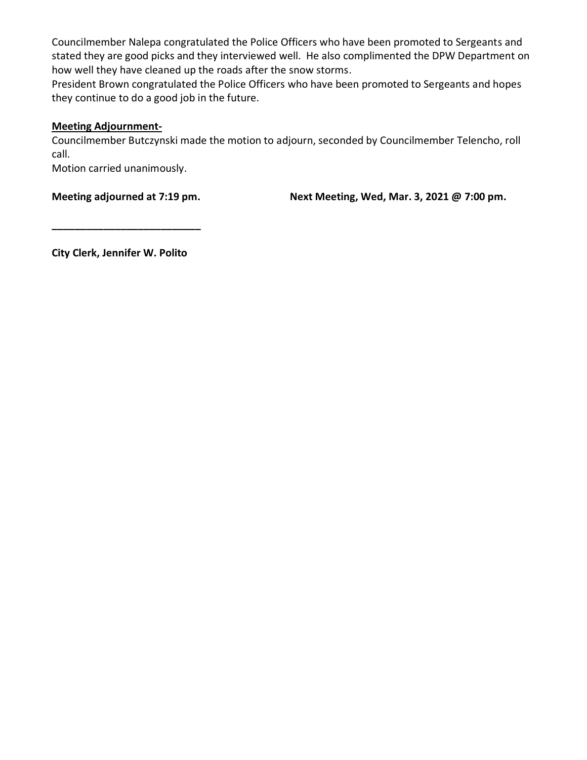Councilmember Nalepa congratulated the Police Officers who have been promoted to Sergeants and stated they are good picks and they interviewed well. He also complimented the DPW Department on how well they have cleaned up the roads after the snow storms.

President Brown congratulated the Police Officers who have been promoted to Sergeants and hopes they continue to do a good job in the future.

**Meeting Adjournment-**

Councilmember Butczynski made the motion to adjourn, seconded by Councilmember Telencho, roll call.

Motion carried unanimously.

**Meeting adjourned at 7:19 pm.** **Next Meeting, Wed, Mar. 3, 2021 @ 7:00 pm.**

**___________________________**

**City Clerk, Jennifer W. Polito**